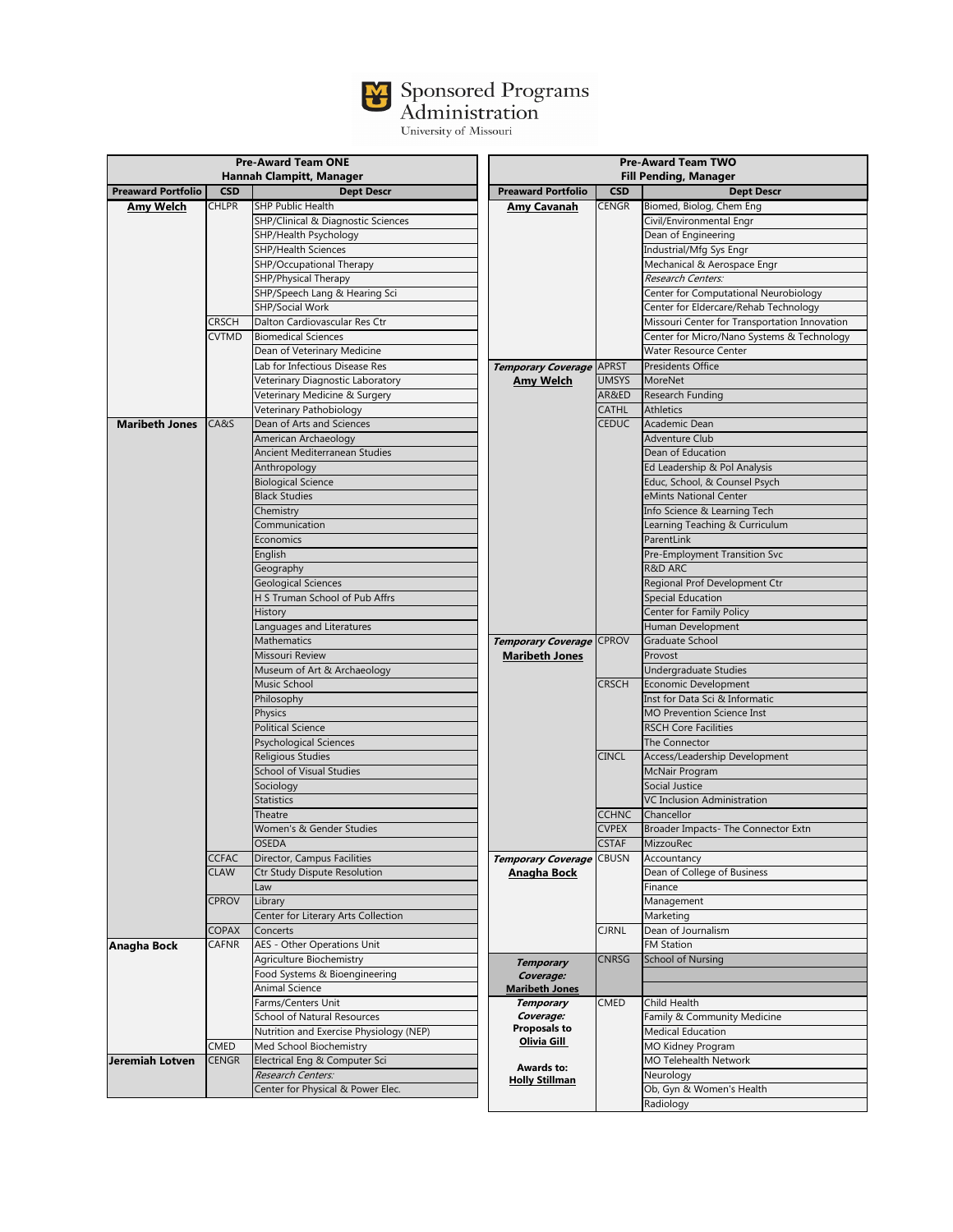# Sponsored Programs Administration

University of Missouri

| Pre-Award Team ONE<br>Hannah Clampitt, Manager | | |
|---|---|---|
| **Preaward Portfolio** | **CSD** | **Dept Descr** |
| **Amy Welch** | CHLPR | SHP Public Health |
| | | SHP/Clinical & Diagnostic Sciences |
| | | SHP/Health Psychology |
| | | SHP/Health Sciences |
| | | SHP/Occupational Therapy |
| | | SHP/Physical Therapy |
| | | SHP/Speech Lang & Hearing Sci |
| | | SHP/Social Work |
| | CRSCH | Dalton Cardiovascular Res Ctr |
| | CVTMD | Biomedical Sciences |
| | | Dean of Veterinary Medicine |
| | | Lab for Infectious Disease Res |
| | | Veterinary Diagnostic Laboratory |
| | | Veterinary Medicine & Surgery |
| | | Veterinary Pathobiology |
| **Maribeth Jones** | CA&S | Dean of Arts and Sciences |
| | | American Archaeology |
| | | Ancient Mediterranean Studies |
| | | Anthropology |
| | | Biological Science |
| | | Black Studies |
| | | Chemistry |
| | | Communication |
| | | Economics |
| | | English |
| | | Geography |
| | | Geological Sciences |
| | | H S Truman School of Pub Affrs |
| | | History |
| | | Languages and Literatures |
| | | Mathematics |
| | | Missouri Review |
| | | Museum of Art & Archaeology |
| | | Music School |
| | | Philosophy |
| | | Physics |
| | | Political Science |
| | | Psychological Sciences |
| | | Religious Studies |
| | | School of Visual Studies |
| | | Sociology |
| | | Statistics |
| | | Theatre |
| | | Women's & Gender Studies |
| | | OSEDA |
| | CCFAC | Director, Campus Facilities |
| | CLAW | Ctr Study Dispute Resolution |
| | | Law |
| | CPROV | Library |
| | | Center for Literary Arts Collection |
| | COPAX | Concerts |
| **Anagha Bock** | CAFNR | AES - Other Operations Unit |
| | | Agriculture Biochemistry |
| | | Food Systems & Bioengineering |
| | | Animal Science |
| | | Farms/Centers Unit |
| | | School of Natural Resources |
| | | Nutrition and Exercise Physiology (NEP) |
| | CMED | Med School Biochemistry |
| **Jeremiah Lotven** | CENGR | Electrical Eng & Computer Sci |
| | | *Research Centers:* |
| | | Center for Physical & Power Elec. |

| Pre-Award Team TWO<br>Fill Pending, Manager | | |
|---|---|---|
| **Preaward Portfolio** | **CSD** | **Dept Descr** |
| **Amy Cavanah** | CENGR | Biomed, Biolog, Chem Eng |
| | | Civil/Environmental Engr |
| | | Dean of Engineering |
| | | Industrial/Mfg Sys Engr |
| | | Mechanical & Aerospace Engr |
| | | *Research Centers:* |
| | | Center for Computational Neurobiology |
| | | Center for Eldercare/Rehab Technology |
| | | Missouri Center for Transportation Innovation |
| | | Center for Micro/Nano Systems & Technology |
| | | Water Resource Center |
| ***Temporary Coverage*** **Amy Welch** | APRST | Presidents Office |
| | UMSYS | MoreNet |
| | AR&ED | Research Funding |
| | CATHL | Athletics |
| | CEDUC | Academic Dean |
| | | Adventure Club |
| | | Dean of Education |
| | | Ed Leadership & Pol Analysis |
| | | Educ, School, & Counsel Psych |
| | | eMints National Center |
| | | Info Science & Learning Tech |
| | | Learning Teaching & Curriculum |
| | | ParentLink |
| | | Pre-Employment Transition Svc |
| | | R&D ARC |
| | | Regional Prof Development Ctr |
| | | Special Education |
| | | Center for Family Policy |
| | | Human Development |
| ***Temporary Coverage*** **Maribeth Jones** | CPROV | Graduate School |
| | | Provost |
| | | Undergraduate Studies |
| | CRSCH | Economic Development |
| | | Inst for Data Sci & Informatic |
| | | MO Prevention Science Inst |
| | | RSCH Core Facilities |
| | | The Connector |
| | CINCL | Access/Leadership Development |
| | | McNair Program |
| | | Social Justice |
| | | VC Inclusion Administration |
| | CCHNC | Chancellor |
| | CVPEX | Broader Impacts- The Connector Extn |
| | CSTAF | MizzouRec |
| ***Temporary Coverage*** **Anagha Bock** | CBUSN | Accountancy |
| | | Dean of College of Business |
| | | Finance |
| | | Management |
| | | Marketing |
| | CJRNL | Dean of Journalism |
| | | FM Station |
| ***Temporary Coverage:*** **Maribeth Jones** | CNRSG | School of Nursing |
| ***Temporary Coverage:*** **Proposals to Olivia Gill** **Awards to: Holly Stillman** | CMED | Child Health |
| | | Family & Community Medicine |
| | | Medical Education |
| | | MO Kidney Program |
| | | MO Telehealth Network |
| | | Neurology |
| | | Ob, Gyn & Women's Health |
| | | Radiology |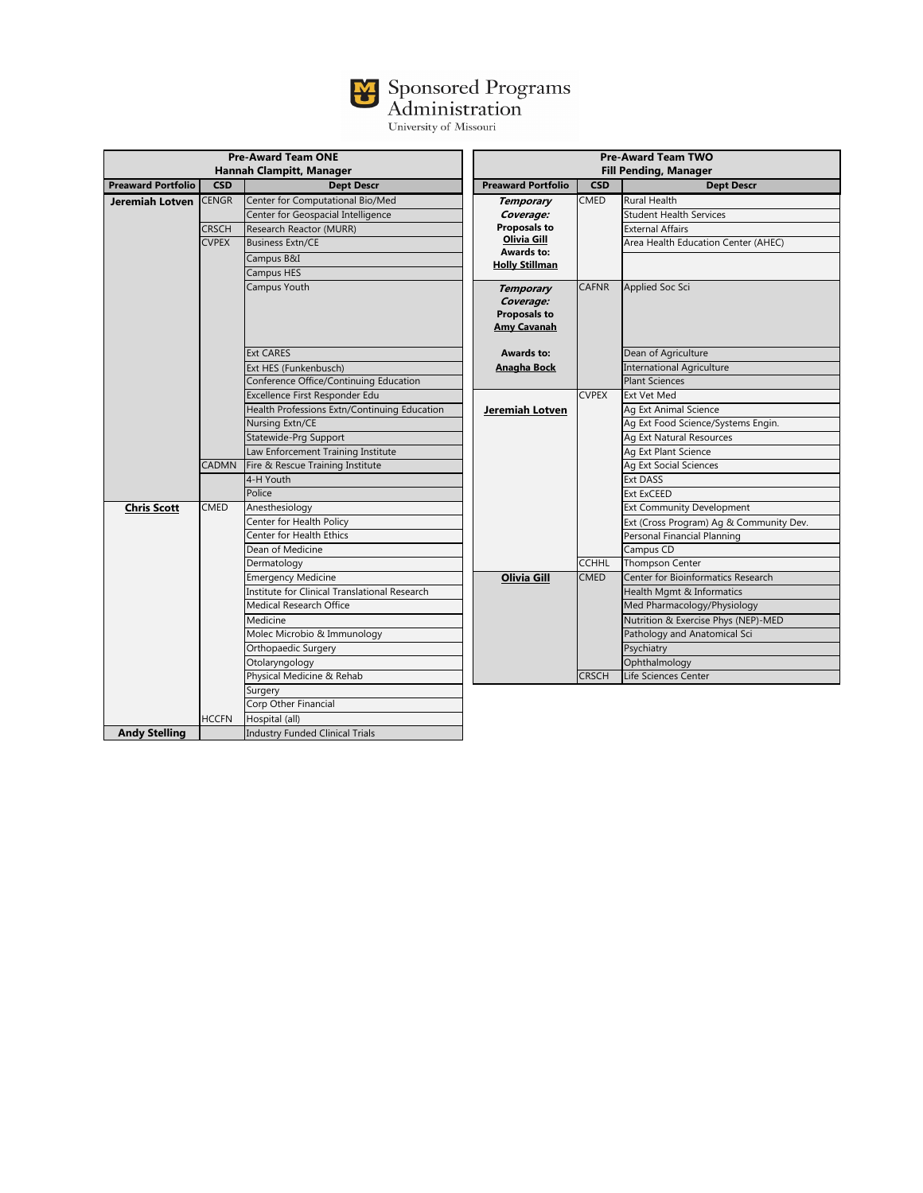Sponsored Programs Administration
University of Missouri

| Pre-Award Team ONE<br>Hannah Clampitt, Manager | | |
|---|---|---|
| **Preaward Portfolio** | **CSD** | **Dept Descr** |
| **Jeremiah Lotven** | CENGR | Center for Computational Bio/Med |
| | | Center for Geospacial Intelligence |
| | CRSCH | Research Reactor (MURR) |
| | CVPEX | Business Extn/CE |
| | | Campus B&I |
| | | Campus HES |
| | | Campus Youth |
| | | Ext CARES |
| | | Ext HES (Funkenbusch) |
| | | Conference Office/Continuing Education |
| | | Excellence First Responder Edu |
| | | Health Professions Extn/Continuing Education |
| | | Nursing Extn/CE |
| | | Statewide-Prg Support |
| | | Law Enforcement Training Institute |
| | CADMN | Fire & Rescue Training Institute |
| | | 4-H Youth |
| | | Police |
| **Chris Scott** | CMED | Anesthesiology |
| | | Center for Health Policy |
| | | Center for Health Ethics |
| | | Dean of Medicine |
| | | Dermatology |
| | | Emergency Medicine |
| | | Institute for Clinical Translational Research |
| | | Medical Research Office |
| | | Medicine |
| | | Molec Microbio & Immunology |
| | | Orthopaedic Surgery |
| | | Otolaryngology |
| | | Physical Medicine & Rehab |
| | | Surgery |
| | | Corp Other Financial |
| | HCCFN | Hospital (all) |
| **Andy Stelling** | | Industry Funded Clinical Trials |

| Pre-Award Team TWO<br>Fill Pending, Manager | | |
|---|---|---|
| **Preaward Portfolio** | **CSD** | **Dept Descr** |
| ***Temporary Coverage:*** **Proposals to Olivia Gill Awards to: Holly Stillman** | CMED | Rural Health |
| | | Student Health Services |
| | | External Affairs |
| | | Area Health Education Center (AHEC) |
| ***Temporary Coverage:*** **Proposals to Amy Cavanah Awards to: Anagha Bock** | CAFNR | Applied Soc Sci |
| | | Dean of Agriculture |
| | | International Agriculture |
| | | Plant Sciences |
| **Jeremiah Lotven** | CVPEX | Ext Vet Med |
| | | Ag Ext Animal Science |
| | | Ag Ext Food Science/Systems Engin. |
| | | Ag Ext Natural Resources |
| | | Ag Ext Plant Science |
| | | Ag Ext Social Sciences |
| | | Ext DASS |
| | | Ext ExCEED |
| | | Ext Community Development |
| | | Ext (Cross Program) Ag & Community Dev. |
| | | Personal Financial Planning |
| | | Campus CD |
| | CCHHL | Thompson Center |
| **Olivia Gill** | CMED | Center for Bioinformatics Research |
| | | Health Mgmt & Informatics |
| | | Med Pharmacology/Physiology |
| | | Nutrition & Exercise Phys (NEP)-MED |
| | | Pathology and Anatomical Sci |
| | | Psychiatry |
| | | Ophthalmology |
| | CRSCH | Life Sciences Center |